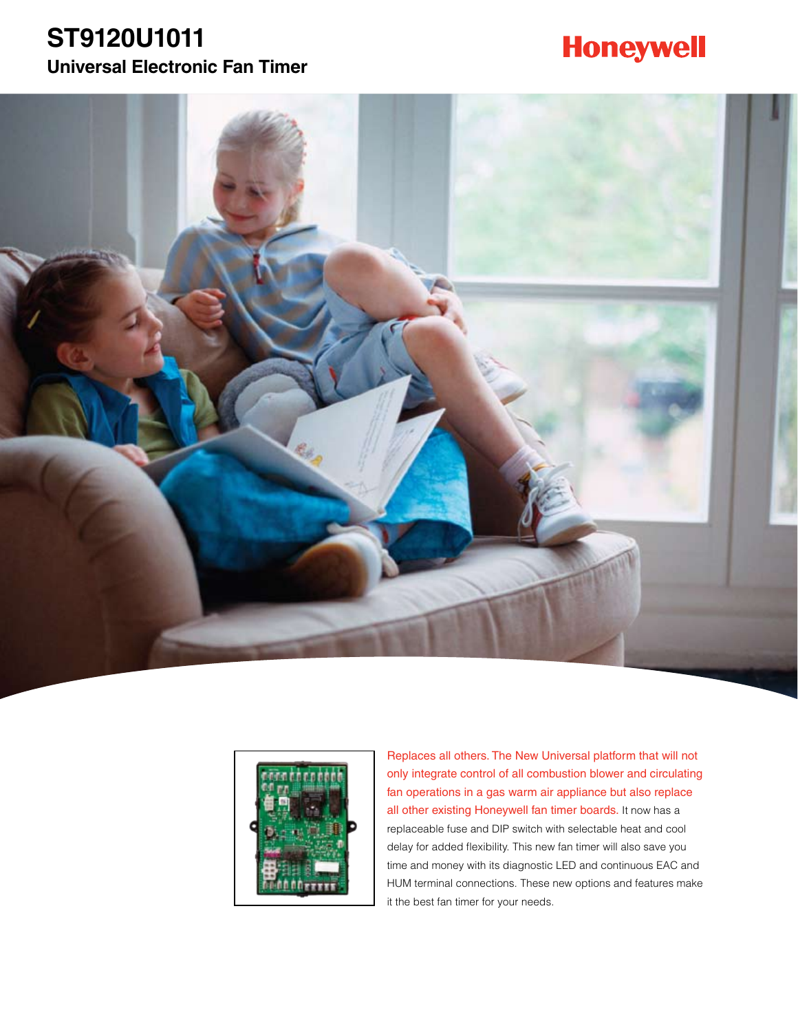# ST9120U1011

## Universal Electronic Fan Timer

Honeywell

Replaces all others. The New Universal platform that will not only integrate control of all combustion blower and circulating fan operations in a gas warm air appliance but also replace all other existing Honeywell fan timer boards. It now has a replaceable fuse and DIP switch with selectable heat and cool delay for added flexibility. This new fan timer will also save you time and money with its diagnostic LED and continuous EAC and HUM terminal connections. These new options and features make it the best fan timer for your needs.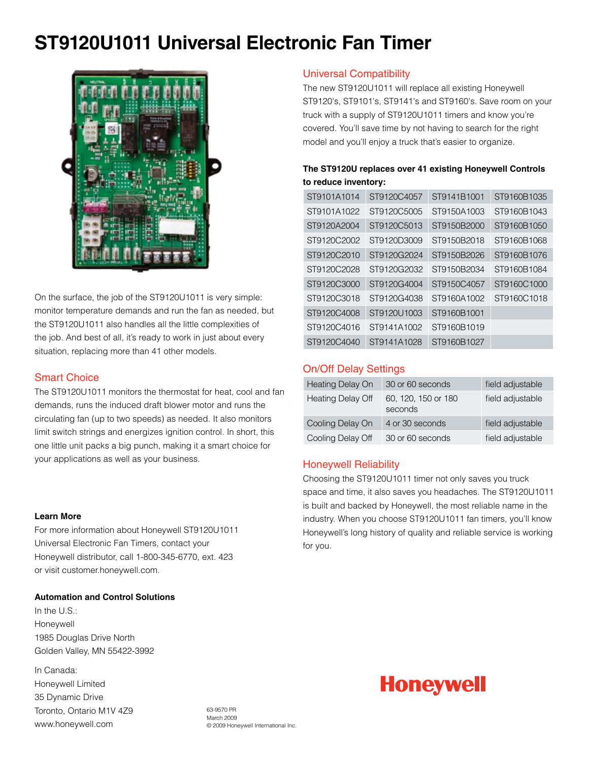# ST9120U1011 Universal Electronic Fan Timer

On the surface, the job of the ST9120U1011 is very simple: monitor temperature demands and run the fan as needed, but the ST9120U1011 also handles all the little complexities of the job. And best of all, it's ready to work in just about every situation, replacing more than 41 other models.

## Smart Choice

The ST9120U1011 monitors the thermostat for heat, cool and fan demands, runs the induced draft blower motor and runs the circulating fan (up to two speeds) as needed. It also monitors limit switch strings and energizes ignition control. In short, this one little unit packs a big punch, making it a smart choice for your applications as well as your business.

**Learn More**

For more information about Honeywell ST9120U1011 Universal Electronic Fan Timers, contact your Honeywell distributor, call 1-800-345-6770, ext. 423 or visit customer.honeywell.com.

**Automation and Control Solutions**

In the U.S.:
Honeywell
1985 Douglas Drive North
Golden Valley, MN 55422-3992

In Canada:
Honeywell Limited
35 Dynamic Drive
Toronto, Ontario M1V 4Z9
www.honeywell.com

## Universal Compatibility

The new ST9120U1011 will replace all existing Honeywell ST9120's, ST9101's, ST9141's and ST9160's. Save room on your truck with a supply of ST9120U1011 timers and know you're covered. You'll save time by not having to search for the right model and you'll enjoy a truck that's easier to organize.

**The ST9120U replaces over 41 existing Honeywell Controls to reduce inventory:**

| | | | |
|---|---|---|---|
| ST9101A1014 | ST9120C4057 | ST9141B1001 | ST9160B1035 |
| ST9101A1022 | ST9120C5005 | ST9150A1003 | ST9160B1043 |
| ST9120A2004 | ST9120C5013 | ST9150B2000 | ST9160B1050 |
| ST9120C2002 | ST9120D3009 | ST9150B2018 | ST9160B1068 |
| ST9120C2010 | ST9120G2024 | ST9150B2026 | ST9160B1076 |
| ST9120C2028 | ST9120G2032 | ST9150B2034 | ST9160B1084 |
| ST9120C3000 | ST9120G4004 | ST9150C4057 | ST9160C1000 |
| ST9120C3018 | ST9120G4038 | ST9160A1002 | ST9160C1018 |
| ST9120C4008 | ST9120U1003 | ST9160B1001 | |
| ST9120C4016 | ST9141A1002 | ST9160B1019 | |
| ST9120C4040 | ST9141A1028 | ST9160B1027 | |

## On/Off Delay Settings

| | | |
|---|---|---|
| Heating Delay On | 30 or 60 seconds | field adjustable |
| Heating Delay Off | 60, 120, 150 or 180 seconds | field adjustable |
| Cooling Delay On | 4 or 30 seconds | field adjustable |
| Cooling Delay Off | 30 or 60 seconds | field adjustable |

## Honeywell Reliability

Choosing the ST9120U1011 timer not only saves you truck space and time, it also saves you headaches. The ST9120U1011 is built and backed by Honeywell, the most reliable name in the industry. When you choose ST9120U1011 fan timers, you'll know Honeywell's long history of quality and reliable service is working for you.

63-9570 PR
March 2009
© 2009 Honeywell International Inc.

Honeywell